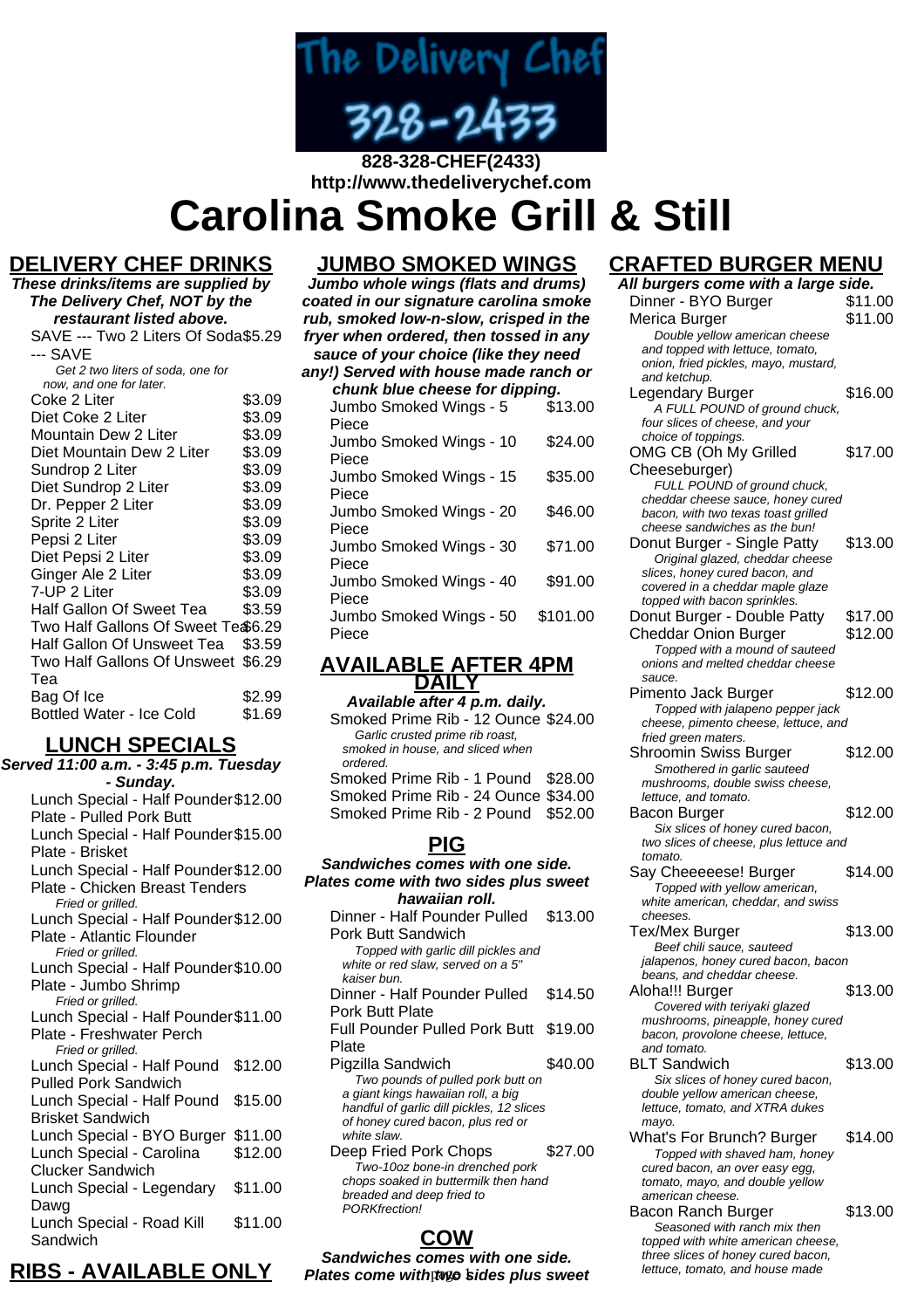The Delivery Chef 328-2433

**828-328-CHEF(2433)**
**http://www.thedeliverychef.com**

# Carolina Smoke Grill & Still

## DELIVERY CHEF DRINKS

**These drinks/items are supplied by The Delivery Chef, NOT by the restaurant listed above.**

| Item | Price |
|---|---|
| SAVE --- Two 2 Liters Of Soda --- SAVE *Get 2 two liters of soda, one for now, and one for later.* | $5.29 |
| Coke 2 Liter | $3.09 |
| Diet Coke 2 Liter | $3.09 |
| Mountain Dew 2 Liter | $3.09 |
| Diet Mountain Dew 2 Liter | $3.09 |
| Sundrop 2 Liter | $3.09 |
| Diet Sundrop 2 Liter | $3.09 |
| Dr. Pepper 2 Liter | $3.09 |
| Sprite 2 Liter | $3.09 |
| Pepsi 2 Liter | $3.09 |
| Diet Pepsi 2 Liter | $3.09 |
| Ginger Ale 2 Liter | $3.09 |
| 7-UP 2 Liter | $3.09 |
| Half Gallon Of Sweet Tea | $3.59 |
| Two Half Gallons Of Sweet Tea | $6.29 |
| Half Gallon Of Unsweet Tea | $3.59 |
| Two Half Gallons Of Unsweet Tea | $6.29 |
| Bag Of Ice | $2.99 |
| Bottled Water - Ice Cold | $1.69 |

## LUNCH SPECIALS

**Served 11:00 a.m. - 3:45 p.m. Tuesday - Sunday.**

| Item | Price |
|---|---|
| Lunch Special - Half Pounder Plate - Pulled Pork Butt | $12.00 |
| Lunch Special - Half Pounder Plate - Brisket | $15.00 |
| Lunch Special - Half Pounder Plate - Chicken Breast Tenders *Fried or grilled.* | $12.00 |
| Lunch Special - Half Pounder Plate - Atlantic Flounder *Fried or grilled.* | $12.00 |
| Lunch Special - Half Pounder Plate - Jumbo Shrimp *Fried or grilled.* | $10.00 |
| Lunch Special - Half Pounder Plate - Freshwater Perch *Fried or grilled.* | $11.00 |
| Lunch Special - Half Pound Pulled Pork Sandwich | $12.00 |
| Lunch Special - Half Pound Brisket Sandwich | $15.00 |
| Lunch Special - BYO Burger | $11.00 |
| Lunch Special - Carolina Clucker Sandwich | $12.00 |
| Lunch Special - Legendary Dawg | $11.00 |
| Lunch Special - Road Kill Sandwich | $11.00 |

## RIBS - AVAILABLE ONLY

## JUMBO SMOKED WINGS

**Jumbo whole wings (flats and drums) coated in our signature carolina smoke rub, smoked low-n-slow, crisped in the fryer when ordered, then tossed in any sauce of your choice (like they need any!) Served with house made ranch or chunk blue cheese for dipping.**

| Item | Price |
|---|---|
| Jumbo Smoked Wings - 5 Piece | $13.00 |
| Jumbo Smoked Wings - 10 Piece | $24.00 |
| Jumbo Smoked Wings - 15 Piece | $35.00 |
| Jumbo Smoked Wings - 20 Piece | $46.00 |
| Jumbo Smoked Wings - 30 Piece | $71.00 |
| Jumbo Smoked Wings - 40 Piece | $91.00 |
| Jumbo Smoked Wings - 50 Piece | $101.00 |

## AVAILABLE AFTER 4PM DAILY

**Available after 4 p.m. daily.**

| Item | Price |
|---|---|
| Smoked Prime Rib - 12 Ounce *Garlic crusted prime rib roast, smoked in house, and sliced when ordered.* | $24.00 |
| Smoked Prime Rib - 1 Pound | $28.00 |
| Smoked Prime Rib - 24 Ounce | $34.00 |
| Smoked Prime Rib - 2 Pound | $52.00 |

## PIG

**Sandwiches comes with one side. Plates come with two sides plus sweet hawaiian roll.**

| Item | Price |
|---|---|
| Dinner - Half Pounder Pulled Pork Butt Sandwich *Topped with garlic dill pickles and white or red slaw, served on a 5" kaiser bun.* | $13.00 |
| Dinner - Half Pounder Pulled Pork Butt Plate | $14.50 |
| Full Pounder Pulled Pork Butt Plate | $19.00 |
| Pigzilla Sandwich *Two pounds of pulled pork butt on a giant kings hawaiian roll, a big handful of garlic dill pickles, 12 slices of honey cured bacon, plus red or white slaw.* | $40.00 |
| Deep Fried Pork Chops *Two-10oz bone-in drenched pork chops soaked in buttermilk then hand breaded and deep fried to PORKfrection!* | $27.00 |

## COW

**Sandwiches comes with one side. Plates come with two sides plus sweet**

## CRAFTED BURGER MENU

**All burgers come with a large side.**

| Item | Price |
|---|---|
| Dinner - BYO Burger | $11.00 |
| Merica Burger *Double yellow american cheese and topped with lettuce, tomato, onion, fried pickles, mayo, mustard, and ketchup.* | $11.00 |
| Legendary Burger *A FULL POUND of ground chuck, four slices of cheese, and your choice of toppings.* | $16.00 |
| OMG CB (Oh My Grilled Cheeseburger) *FULL POUND of ground chuck, cheddar cheese sauce, honey cured bacon, with two texas toast grilled cheese sandwiches as the bun!* | $17.00 |
| Donut Burger - Single Patty *Original glazed, cheddar cheese slices, honey cured bacon, and covered in a cheddar maple glaze topped with bacon sprinkles.* | $13.00 |
| Donut Burger - Double Patty | $17.00 |
| Cheddar Onion Burger *Topped with a mound of sauteed onions and melted cheddar cheese sauce.* | $12.00 |
| Pimento Jack Burger *Topped with jalapeno pepper jack cheese, pimento cheese, lettuce, and fried green maters.* | $12.00 |
| Shroomin Swiss Burger *Smothered in garlic sauteed mushrooms, double swiss cheese, lettuce, and tomato.* | $12.00 |
| Bacon Burger *Six slices of honey cured bacon, two slices of cheese, plus lettuce and tomato.* | $12.00 |
| Say Cheeeeese! Burger *Topped with yellow american, white american, cheddar, and swiss cheeses.* | $14.00 |
| Tex/Mex Burger *Beef chili sauce, sauteed jalapenos, honey cured bacon, bacon beans, and cheddar cheese.* | $13.00 |
| Aloha!!! Burger *Covered with teriyaki glazed mushrooms, pineapple, honey cured bacon, provolone cheese, lettuce, and tomato.* | $13.00 |
| BLT Sandwich *Six slices of honey cured bacon, double yellow american cheese, lettuce, tomato, and XTRA dukes mayo.* | $13.00 |
| What's For Brunch? Burger *Topped with shaved ham, honey cured bacon, an over easy egg, tomato, mayo, and double yellow american cheese.* | $14.00 |
| Bacon Ranch Burger *Seasoned with ranch mix then topped with white american cheese, three slices of honey cured bacon, lettuce, tomato, and house made* | $13.00 |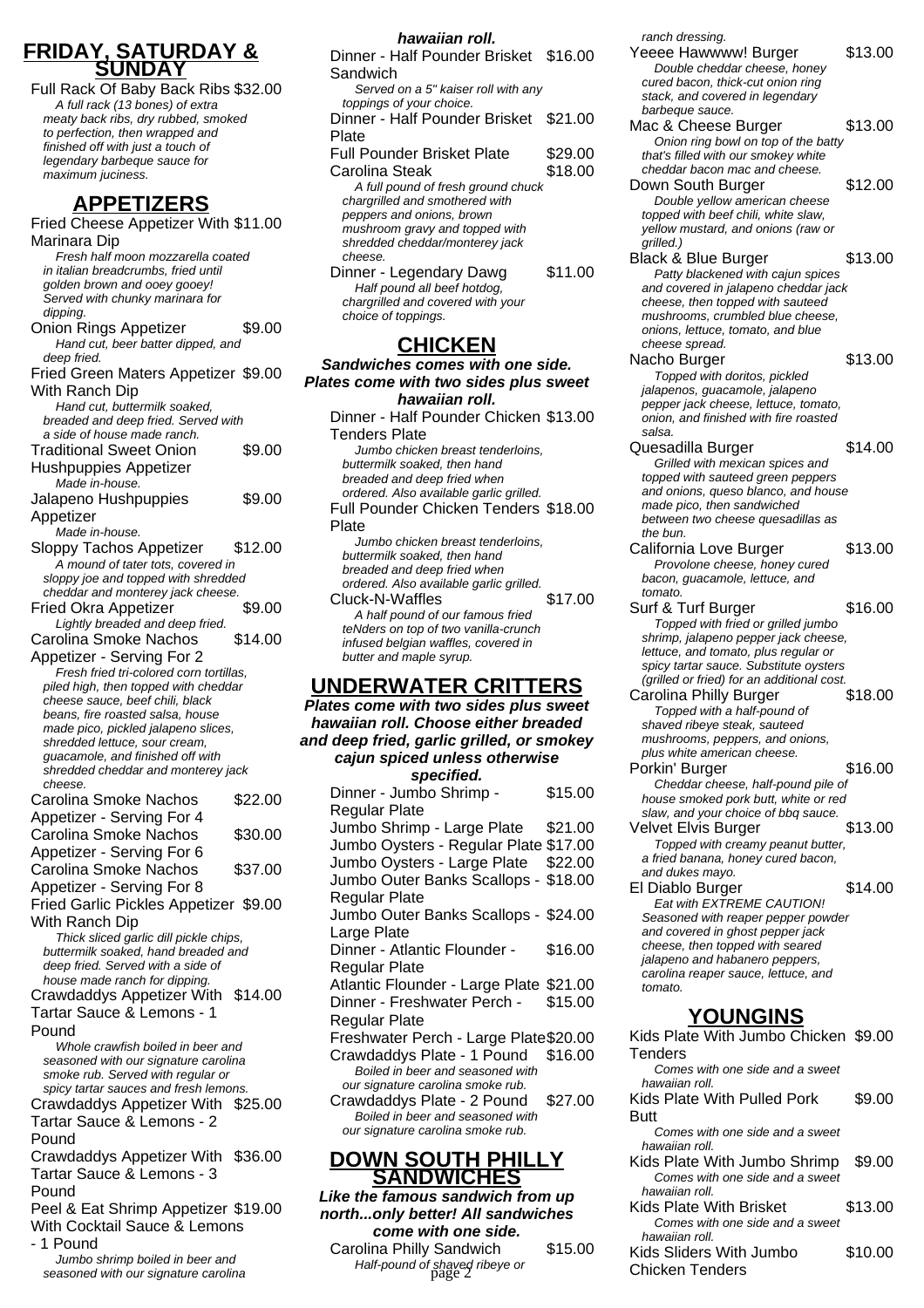## FRIDAY, SATURDAY & SUNDAY

Full Rack Of Baby Back Ribs $32.00
*A full rack (13 bones) of extra meaty back ribs, dry rubbed, smoked to perfection, then wrapped and finished off with just a touch of legendary barbeque sauce for maximum juciness.*

## APPETIZERS

Fried Cheese Appetizer With Marinara Dip $11.00
*Fresh half moon mozzarella coated in italian breadcrumbs, fried until golden brown and ooey gooey! Served with chunky marinara for dipping.*

Onion Rings Appetizer $9.00
*Hand cut, beer batter dipped, and deep fried.*

Fried Green Maters Appetizer With Ranch Dip $9.00
*Hand cut, buttermilk soaked, breaded and deep fried. Served with a side of house made ranch.*

Traditional Sweet Onion Hushpuppies Appetizer $9.00
*Made in-house.*

Jalapeno Hushpuppies Appetizer $9.00
*Made in-house.*

Sloppy Tachos Appetizer $12.00
*A mound of tater tots, covered in sloppy joe and topped with shredded cheddar and monterey jack cheese.*

Fried Okra Appetizer $9.00
*Lightly breaded and deep fried.*

Carolina Smoke Nachos Appetizer - Serving For 2 $14.00
*Fresh fried tri-colored corn tortillas, piled high, then topped with cheddar cheese sauce, beef chili, black beans, fire roasted salsa, house made pico, pickled jalapeno slices, shredded lettuce, sour cream, guacamole, and finished off with shredded cheddar and monterey jack cheese.*

Carolina Smoke Nachos Appetizer - Serving For 4 $22.00

Carolina Smoke Nachos Appetizer - Serving For 6 $30.00

Carolina Smoke Nachos Appetizer - Serving For 8 $37.00

Fried Garlic Pickles Appetizer With Ranch Dip $9.00
*Thick sliced garlic dill pickle chips, buttermilk soaked, hand breaded and deep fried. Served with a side of house made ranch for dipping.*

Crawdaddys Appetizer With Tartar Sauce & Lemons - 1 Pound $14.00
*Whole crawfish boiled in beer and seasoned with our signature carolina smoke rub. Served with regular or spicy tartar sauces and fresh lemons.*

Crawdaddys Appetizer With Tartar Sauce & Lemons - 2 Pound $25.00

Crawdaddys Appetizer With Tartar Sauce & Lemons - 3 Pound $36.00

Peel & Eat Shrimp Appetizer With Cocktail Sauce & Lemons - 1 Pound $19.00
*Jumbo shrimp boiled in beer and seasoned with our signature carolina*

***hawaiian roll.***

Dinner - Half Pounder Brisket Sandwich $16.00
*Served on a 5" kaiser roll with any toppings of your choice.*

Dinner - Half Pounder Brisket Plate $21.00

Full Pounder Brisket Plate $29.00

Carolina Steak $18.00
*A full pound of fresh ground chuck chargrilled and smothered with peppers and onions, brown mushroom gravy and topped with shredded cheddar/monterey jack cheese.*

Dinner - Legendary Dawg $11.00
*Half pound all beef hotdog, chargrilled and covered with your choice of toppings.*

## CHICKEN

***Sandwiches comes with one side. Plates come with two sides plus sweet hawaiian roll.***

Dinner - Half Pounder Chicken Tenders Plate $13.00
*Jumbo chicken breast tenderloins, buttermilk soaked, then hand breaded and deep fried when ordered. Also available garlic grilled.*

Full Pounder Chicken Tenders Plate $18.00
*Jumbo chicken breast tenderloins, buttermilk soaked, then hand breaded and deep fried when ordered. Also available garlic grilled.*

Cluck-N-Waffles $17.00
*A half pound of our famous fried teNders on top of two vanilla-crunch infused belgian waffles, covered in butter and maple syrup.*

## UNDERWATER CRITTERS

***Plates come with two sides plus sweet hawaiian roll. Choose either breaded and deep fried, garlic grilled, or smokey cajun spiced unless otherwise specified.***

Dinner - Jumbo Shrimp - Regular Plate $15.00

Jumbo Shrimp - Large Plate $21.00

Jumbo Oysters - Regular Plate $17.00

Jumbo Oysters - Large Plate $22.00

Jumbo Outer Banks Scallops - Regular Plate $18.00

Jumbo Outer Banks Scallops - Large Plate $24.00

Dinner - Atlantic Flounder - Regular Plate $16.00

Atlantic Flounder - Large Plate $21.00

Dinner - Freshwater Perch - Regular Plate $15.00

Freshwater Perch - Large Plate $20.00

Crawdaddys Plate - 1 Pound $16.00
*Boiled in beer and seasoned with our signature carolina smoke rub.*

Crawdaddys Plate - 2 Pound $27.00
*Boiled in beer and seasoned with our signature carolina smoke rub.*

## DOWN SOUTH PHILLY SANDWICHES

***Like the famous sandwich from up north...only better! All sandwiches come with one side.***

Carolina Philly Sandwich $15.00
*Half-pound of shaved ribeye or*

*ranch dressing.*

Yeeee Hawwww! Burger $13.00
*Double cheddar cheese, honey cured bacon, thick-cut onion ring stack, and covered in legendary barbeque sauce.*

Mac & Cheese Burger $13.00
*Onion ring bowl on top of the batty that's filled with our smokey white cheddar bacon mac and cheese.*

Down South Burger $12.00
*Double yellow american cheese topped with beef chili, white slaw, yellow mustard, and onions (raw or grilled.)*

Black & Blue Burger $13.00
*Patty blackened with cajun spices and covered in jalapeno cheddar jack cheese, then topped with sauteed mushrooms, crumbled blue cheese, onions, lettuce, tomato, and blue cheese spread.*

Nacho Burger $13.00
*Topped with doritos, pickled jalapenos, guacamole, jalapeno pepper jack cheese, lettuce, tomato, onion, and finished with fire roasted salsa.*

Quesadilla Burger $14.00
*Grilled with mexican spices and topped with sauteed green peppers and onions, queso blanco, and house made pico, then sandwiched between two cheese quesadillas as the bun.*

California Love Burger $13.00
*Provolone cheese, honey cured bacon, guacamole, lettuce, and tomato.*

Surf & Turf Burger $16.00
*Topped with fried or grilled jumbo shrimp, jalapeno pepper jack cheese, lettuce, and tomato, plus regular or spicy tartar sauce. Substitute oysters (grilled or fried) for an additional cost.*

Carolina Philly Burger $18.00
*Topped with a half-pound of shaved ribeye steak, sauteed mushrooms, peppers, and onions, plus white american cheese.*

Porkin' Burger $16.00
*Cheddar cheese, half-pound pile of house smoked pork butt, white or red slaw, and your choice of bbq sauce.*

Velvet Elvis Burger $13.00
*Topped with creamy peanut butter, a fried banana, honey cured bacon, and dukes mayo.*

El Diablo Burger $14.00
*Eat with EXTREME CAUTION! Seasoned with reaper pepper powder and covered in ghost pepper jack cheese, then topped with seared jalapeno and habanero peppers, carolina reaper sauce, lettuce, and tomato.*

## YOUNGINS

Kids Plate With Jumbo Chicken Tenders $9.00
*Comes with one side and a sweet hawaiian roll.*

Kids Plate With Pulled Pork Butt $9.00
*Comes with one side and a sweet hawaiian roll.*

Kids Plate With Jumbo Shrimp $9.00
*Comes with one side and a sweet hawaiian roll.*

Kids Plate With Brisket $13.00
*Comes with one side and a sweet hawaiian roll.*

Kids Sliders With Jumbo Chicken Tenders $10.00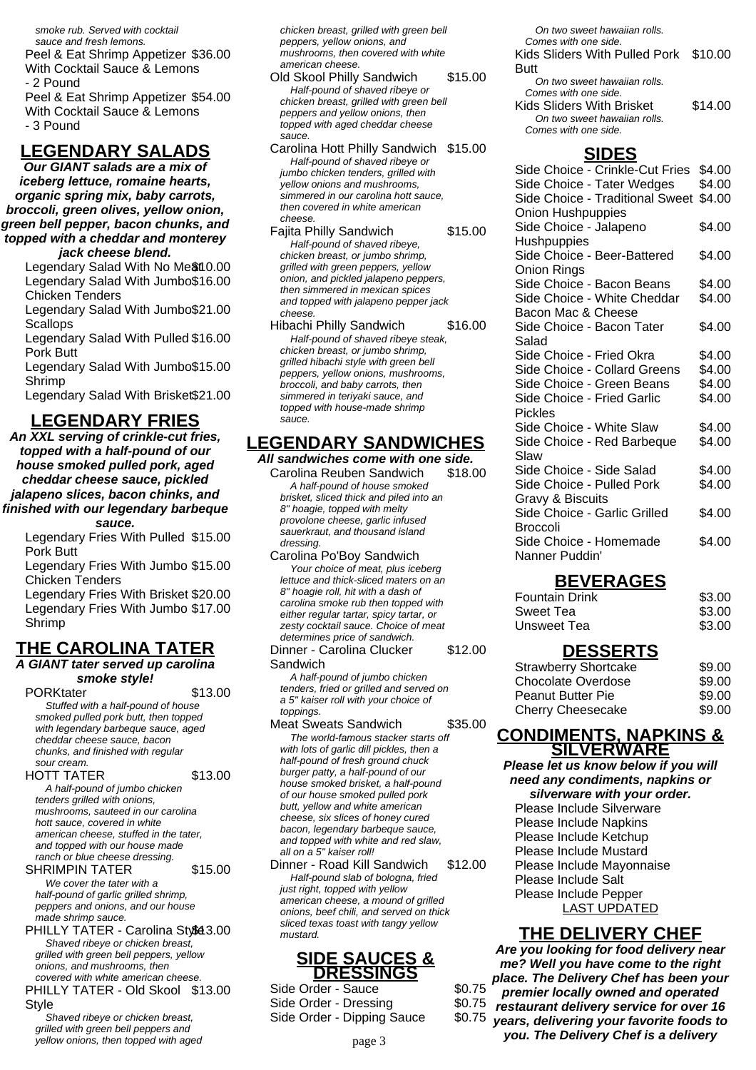*smoke rub. Served with cocktail sauce and fresh lemons.*

Peel & Eat Shrimp Appetizer With Cocktail Sauce & Lemons - 2 Pound $36.00

Peel & Eat Shrimp Appetizer With Cocktail Sauce & Lemons - 3 Pound $54.00

## LEGENDARY SALADS

***Our GIANT salads are a mix of iceberg lettuce, romaine hearts, organic spring mix, baby carrots, broccoli, green olives, yellow onion, green bell pepper, bacon chunks, and topped with a cheddar and monterey jack cheese blend.***

Legendary Salad With No Meat $10.00

Legendary Salad With Jumbo Chicken Tenders $16.00

Legendary Salad With Jumbo Scallops $21.00

Legendary Salad With Pulled Pork Butt $16.00

Legendary Salad With Jumbo Shrimp $15.00

Legendary Salad With Brisket $21.00

## LEGENDARY FRIES

***An XXL serving of crinkle-cut fries, topped with a half-pound of our house smoked pulled pork, aged cheddar cheese sauce, pickled jalapeno slices, bacon chinks, and finished with our legendary barbeque sauce.***

Legendary Fries With Pulled Pork Butt $15.00

Legendary Fries With Jumbo Chicken Tenders $15.00

Legendary Fries With Brisket $20.00

Legendary Fries With Jumbo Shrimp $17.00

## THE CAROLINA TATER

***A GIANT tater served up carolina smoke style!***

PORKtater $13.00
*Stuffed with a half-pound of house smoked pulled pork butt, then topped with legendary barbeque sauce, aged cheddar cheese sauce, bacon chunks, and finished with regular sour cream.*

HOTT TATER $13.00
*A half-pound of jumbo chicken tenders grilled with onions, mushrooms, sauteed in our carolina hott sauce, covered in white american cheese, stuffed in the tater, and topped with our house made ranch or blue cheese dressing.*

SHRIMPIN TATER $15.00
*We cover the tater with a half-pound of garlic grilled shrimp, peppers and onions, and our house made shrimp sauce.*

PHILLY TATER - Carolina Style $13.00
*Shaved ribeye or chicken breast, grilled with green bell peppers, yellow onions, and mushrooms, then covered with white american cheese.*

PHILLY TATER - Old Skool Style $13.00
*Shaved ribeye or chicken breast, grilled with green bell peppers and yellow onions, then topped with aged*

*chicken breast, grilled with green bell peppers, yellow onions, and mushrooms, then covered with white american cheese.*

Old Skool Philly Sandwich $15.00
*Half-pound of shaved ribeye or chicken breast, grilled with green bell peppers and yellow onions, then topped with aged cheddar cheese sauce.*

Carolina Hott Philly Sandwich $15.00
*Half-pound of shaved ribeye or jumbo chicken tenders, grilled with yellow onions and mushrooms, simmered in our carolina hott sauce, then covered in white american cheese.*

Fajita Philly Sandwich $15.00
*Half-pound of shaved ribeye, chicken breast, or jumbo shrimp, grilled with green peppers, yellow onion, and pickled jalapeno peppers, then simmered in mexican spices and topped with jalapeno pepper jack cheese.*

Hibachi Philly Sandwich $16.00
*Half-pound of shaved ribeye steak, chicken breast, or jumbo shrimp, grilled hibachi style with green bell peppers, yellow onions, mushrooms, broccoli, and baby carrots, then simmered in teriyaki sauce, and topped with house-made shrimp sauce.*

## LEGENDARY SANDWICHES

***All sandwiches come with one side.***

Carolina Reuben Sandwich $18.00
*A half-pound of house smoked brisket, sliced thick and piled into an 8" hoagie, topped with melty provolone cheese, garlic infused sauerkraut, and thousand island dressing.*

Carolina Po'Boy Sandwich
*Your choice of meat, plus iceberg lettuce and thick-sliced maters on an 8" hoagie roll, hit with a dash of carolina smoke rub then topped with either regular tartar, spicy tartar, or zesty cocktail sauce. Choice of meat determines price of sandwich.*

Dinner - Carolina Clucker Sandwich $12.00
*A half-pound of jumbo chicken tenders, fried or grilled and served on a 5" kaiser roll with your choice of toppings.*

Meat Sweats Sandwich $35.00
*The world-famous stacker starts off with lots of garlic dill pickles, then a half-pound of fresh ground chuck burger patty, a half-pound of our house smoked brisket, a half-pound of our house smoked pulled pork butt, yellow and white american cheese, six slices of honey cured bacon, legendary barbeque sauce, and topped with white and red slaw, all on a 5" kaiser roll!*

Dinner - Road Kill Sandwich $12.00
*Half-pound slab of bologna, fried just right, topped with yellow american cheese, a mound of grilled onions, beef chili, and served on thick sliced texas toast with tangy yellow mustard.*

## SIDE SAUCES & DRESSINGS

Side Order - Sauce $0.75

Side Order - Dressing $0.75

Side Order - Dipping Sauce $0.75

*On two sweet hawaiian rolls. Comes with one side.*

Kids Sliders With Pulled Pork Butt $10.00
*On two sweet hawaiian rolls. Comes with one side.*

Kids Sliders With Brisket $14.00
*On two sweet hawaiian rolls. Comes with one side.*

## SIDES

| Item | Price |
|---|---|
| Side Choice - Crinkle-Cut Fries | $4.00 |
| Side Choice - Tater Wedges | $4.00 |
| Side Choice - Traditional Sweet Onion Hushpuppies | $4.00 |
| Side Choice - Jalapeno Hushpuppies | $4.00 |
| Side Choice - Beer-Battered Onion Rings | $4.00 |
| Side Choice - Bacon Beans | $4.00 |
| Side Choice - White Cheddar Bacon Mac & Cheese | $4.00 |
| Side Choice - Bacon Tater Salad | $4.00 |
| Side Choice - Fried Okra | $4.00 |
| Side Choice - Collard Greens | $4.00 |
| Side Choice - Green Beans | $4.00 |
| Side Choice - Fried Garlic Pickles | $4.00 |
| Side Choice - White Slaw | $4.00 |
| Side Choice - Red Barbeque Slaw | $4.00 |
| Side Choice - Side Salad | $4.00 |
| Side Choice - Pulled Pork Gravy & Biscuits | $4.00 |
| Side Choice - Garlic Grilled Broccoli | $4.00 |
| Side Choice - Homemade Nanner Puddin' | $4.00 |

## BEVERAGES

| Item | Price |
|---|---|
| Fountain Drink | $3.00 |
| Sweet Tea | $3.00 |
| Unsweet Tea | $3.00 |

## DESSERTS

| Item | Price |
|---|---|
| Strawberry Shortcake | $9.00 |
| Chocolate Overdose | $9.00 |
| Peanut Butter Pie | $9.00 |
| Cherry Cheesecake | $9.00 |

## CONDIMENTS, NAPKINS & SILVERWARE

***Please let us know below if you will need any condiments, napkins or silverware with your order.***

Please Include Silverware

Please Include Napkins

Please Include Ketchup

Please Include Mustard

Please Include Mayonnaise

Please Include Salt

Please Include Pepper

LAST UPDATED

## THE DELIVERY CHEF

***Are you looking for food delivery near me? Well you have come to the right place. The Delivery Chef has been your premier locally owned and operated restaurant delivery service for over 16 years, delivering your favorite foods to you. The Delivery Chef is a delivery***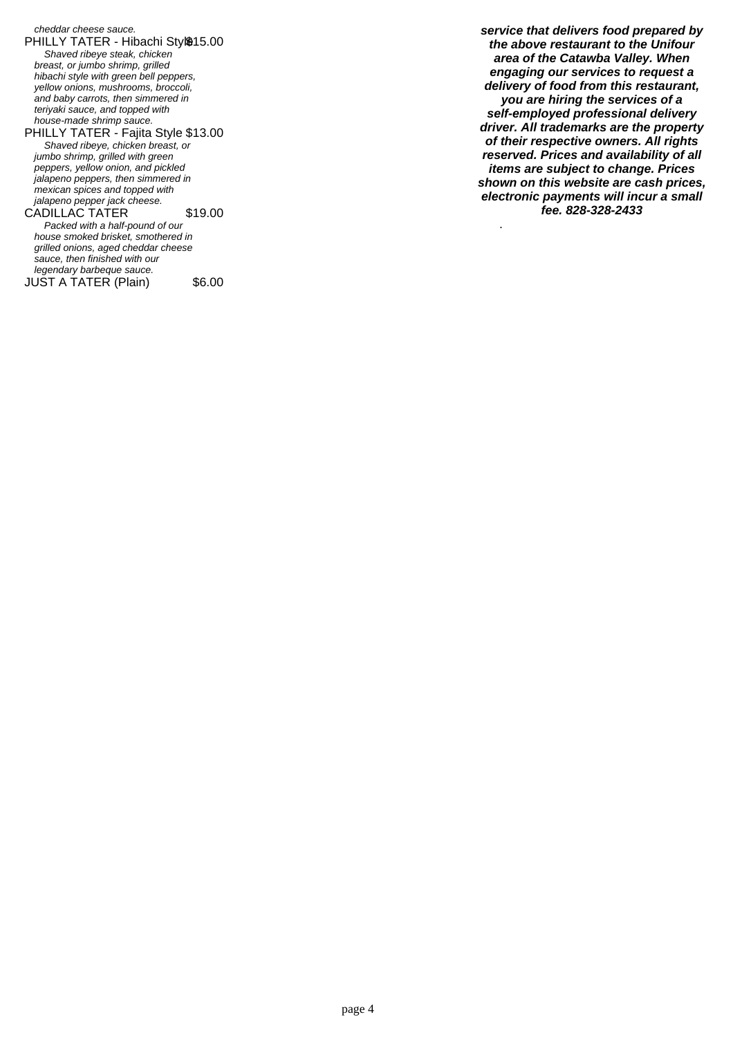*cheddar cheese sauce.*

PHILLY TATER - Hibachi Style $15.00

*Shaved ribeye steak, chicken breast, or jumbo shrimp, grilled hibachi style with green bell peppers, yellow onions, mushrooms, broccoli, and baby carrots, then simmered in teriyaki sauce, and topped with house-made shrimp sauce.*

PHILLY TATER - Fajita Style $13.00

*Shaved ribeye, chicken breast, or jumbo shrimp, grilled with green peppers, yellow onion, and pickled jalapeno peppers, then simmered in mexican spices and topped with jalapeno pepper jack cheese.*

CADILLAC TATER $19.00

*Packed with a half-pound of our house smoked brisket, smothered in grilled onions, aged cheddar cheese sauce, then finished with our legendary barbeque sauce.*

JUST A TATER (Plain) $6.00

***service that delivers food prepared by the above restaurant to the Unifour area of the Catawba Valley. When engaging our services to request a delivery of food from this restaurant, you are hiring the services of a self-employed professional delivery driver. All trademarks are the property of their respective owners. All rights reserved. Prices and availability of all items are subject to change. Prices shown on this website are cash prices, electronic payments will incur a small fee. 828-328-2433***

.